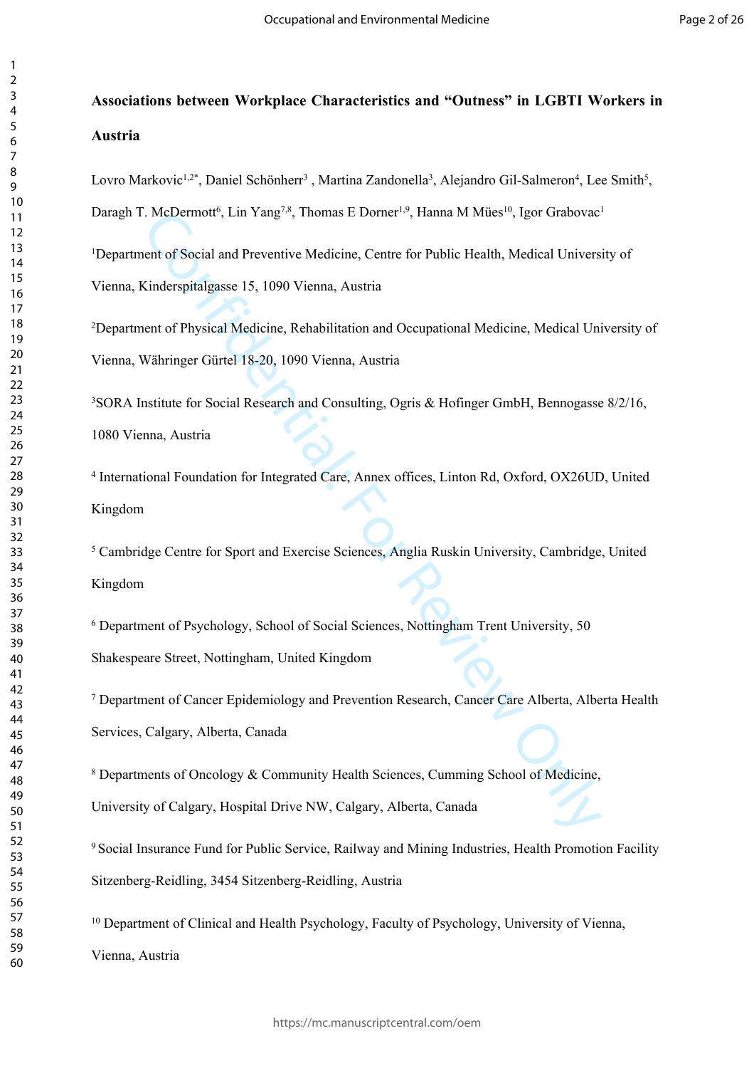# Associations between Workplace Characteristics and "Outness" in LGBTI Workers in Austria

Lovro Markovic[1,2*], Daniel Schönherr[3] , Martina Zandonella[3], Alejandro Gil-Salmeron[4], Lee Smith[5], Daragh T. McDermott[6], Lin Yang[7,8], Thomas E Dorner[1,9], Hanna M Mües[10], Igor Grabovac[1]

[1]Department of Social and Preventive Medicine, Centre for Public Health, Medical University of Vienna, Kinderspitalgasse 15, 1090 Vienna, Austria

[2]Department of Physical Medicine, Rehabilitation and Occupational Medicine, Medical University of Vienna, Währinger Gürtel 18-20, 1090 Vienna, Austria

[3]SORA Institute for Social Research and Consulting, Ogris & Hofinger GmbH, Bennogasse 8/2/16, 1080 Vienna, Austria

[4] International Foundation for Integrated Care, Annex offices, Linton Rd, Oxford, OX26UD, United Kingdom

[5] Cambridge Centre for Sport and Exercise Sciences, Anglia Ruskin University, Cambridge, United Kingdom

[6] Department of Psychology, School of Social Sciences, Nottingham Trent University, 50 Shakespeare Street, Nottingham, United Kingdom

[7] Department of Cancer Epidemiology and Prevention Research, Cancer Care Alberta, Alberta Health Services, Calgary, Alberta, Canada

[8] Departments of Oncology & Community Health Sciences, Cumming School of Medicine, University of Calgary, Hospital Drive NW, Calgary, Alberta, Canada

[9] Social Insurance Fund for Public Service, Railway and Mining Industries, Health Promotion Facility Sitzenberg-Reidling, 3454 Sitzenberg-Reidling, Austria

[10] Department of Clinical and Health Psychology, Faculty of Psychology, University of Vienna, Vienna, Austria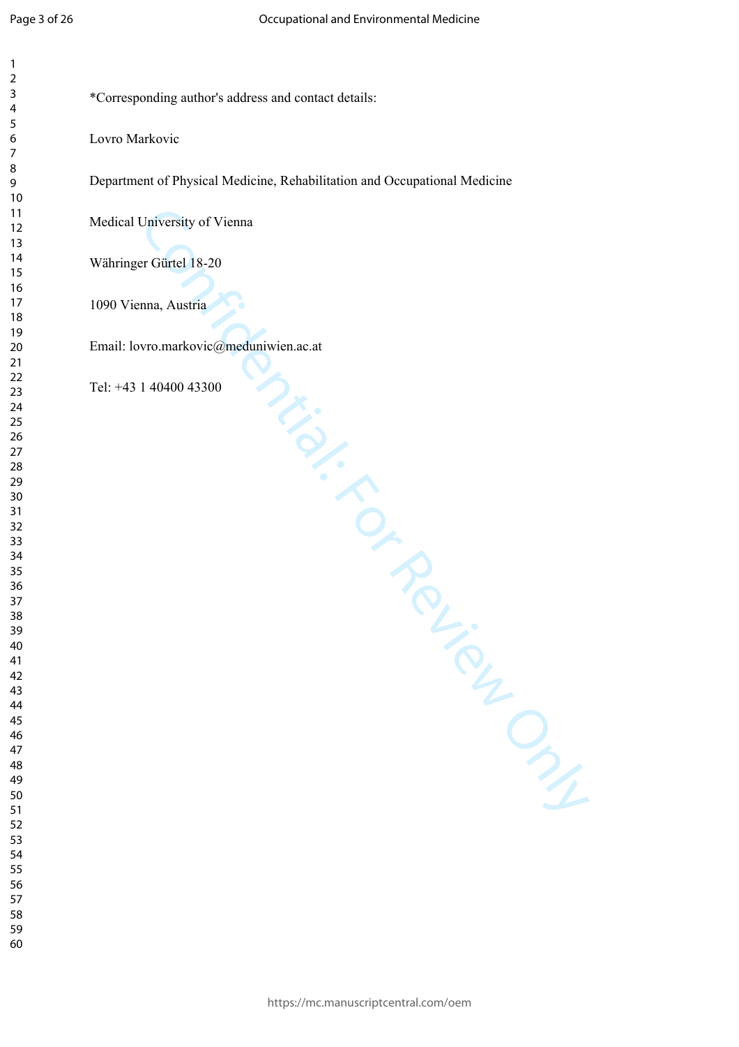*Corresponding author's address and contact details:

Lovro Markovic

Department of Physical Medicine, Rehabilitation and Occupational Medicine

Medical University of Vienna

Währinger Gürtel 18-20

1090 Vienna, Austria

Email: lovro.markovic@meduniwien.ac.at

Tel: +43 1 40400 43300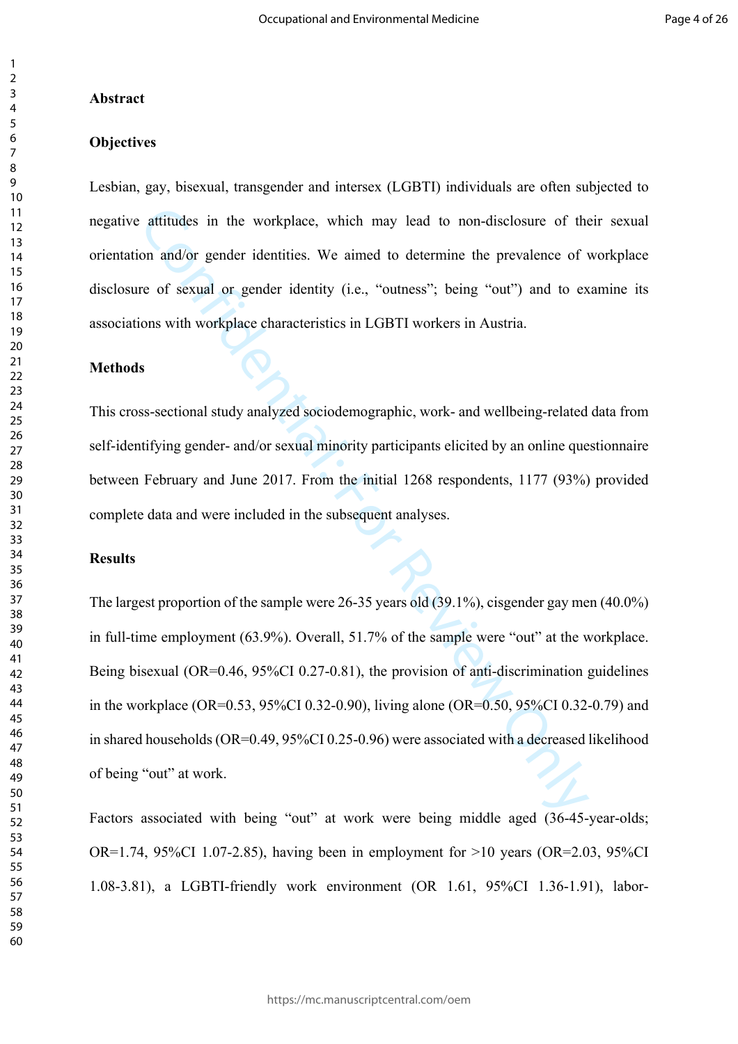## Abstract

### Objectives

Lesbian, gay, bisexual, transgender and intersex (LGBTI) individuals are often subjected to negative attitudes in the workplace, which may lead to non-disclosure of their sexual orientation and/or gender identities. We aimed to determine the prevalence of workplace disclosure of sexual or gender identity (i.e., "outness"; being "out") and to examine its associations with workplace characteristics in LGBTI workers in Austria.

### Methods

This cross-sectional study analyzed sociodemographic, work- and wellbeing-related data from self-identifying gender- and/or sexual minority participants elicited by an online questionnaire between February and June 2017. From the initial 1268 respondents, 1177 (93%) provided complete data and were included in the subsequent analyses.

### Results

The largest proportion of the sample were 26-35 years old (39.1%), cisgender gay men (40.0%) in full-time employment (63.9%). Overall, 51.7% of the sample were "out" at the workplace. Being bisexual (OR=0.46, 95%CI 0.27-0.81), the provision of anti-discrimination guidelines in the workplace (OR=0.53, 95%CI 0.32-0.90), living alone (OR=0.50, 95%CI 0.32-0.79) and in shared households (OR=0.49, 95%CI 0.25-0.96) were associated with a decreased likelihood of being "out" at work.

Factors associated with being "out" at work were being middle aged (36-45-year-olds; OR=1.74, 95%CI 1.07-2.85), having been in employment for >10 years (OR=2.03, 95%CI 1.08-3.81), a LGBTI-friendly work environment (OR 1.61, 95%CI 1.36-1.91), labor-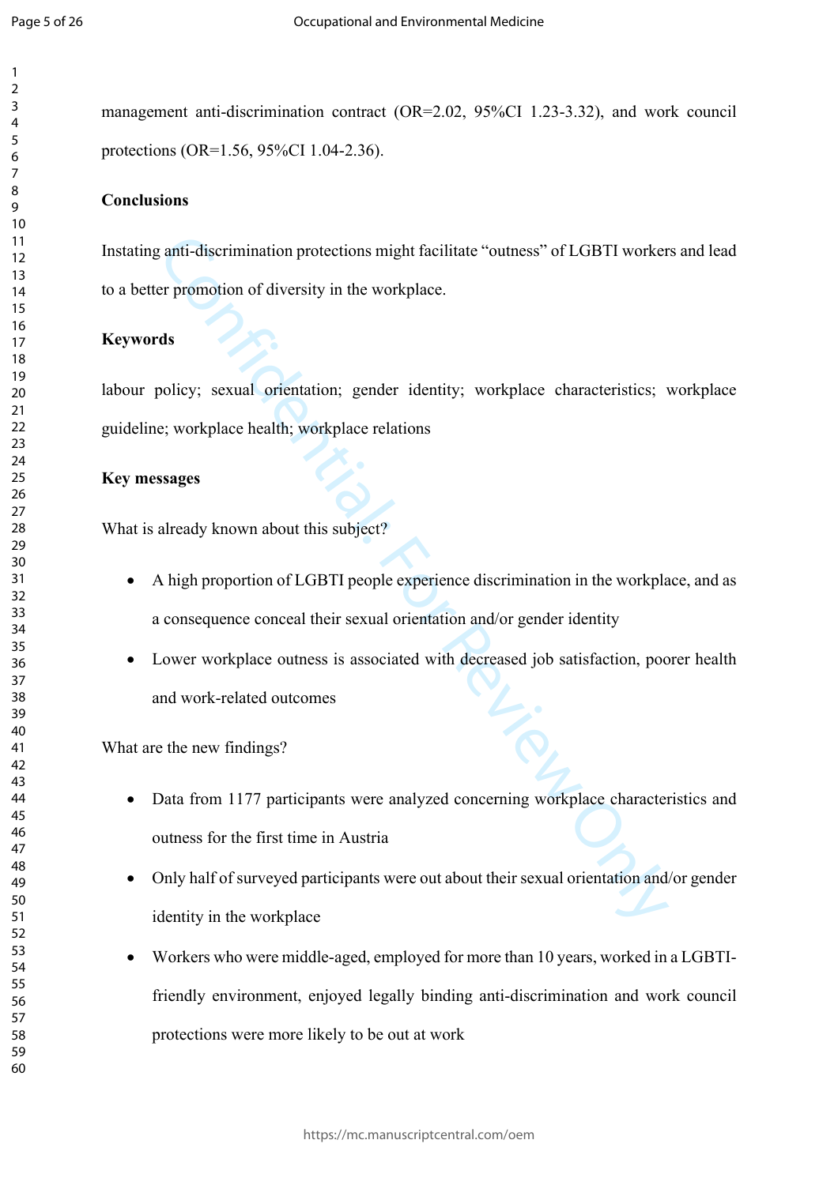management anti-discrimination contract (OR=2.02, 95%CI 1.23-3.32), and work council protections (OR=1.56, 95%CI 1.04-2.36).

**Conclusions**

Instating anti-discrimination protections might facilitate "outness" of LGBTI workers and lead to a better promotion of diversity in the workplace.

**Keywords**

labour policy; sexual orientation; gender identity; workplace characteristics; workplace guideline; workplace health; workplace relations

**Key messages**

What is already known about this subject?

- A high proportion of LGBTI people experience discrimination in the workplace, and as a consequence conceal their sexual orientation and/or gender identity
- Lower workplace outness is associated with decreased job satisfaction, poorer health and work-related outcomes

What are the new findings?

- Data from 1177 participants were analyzed concerning workplace characteristics and outness for the first time in Austria
- Only half of surveyed participants were out about their sexual orientation and/or gender identity in the workplace
- Workers who were middle-aged, employed for more than 10 years, worked in a LGBTI-friendly environment, enjoyed legally binding anti-discrimination and work council protections were more likely to be out at work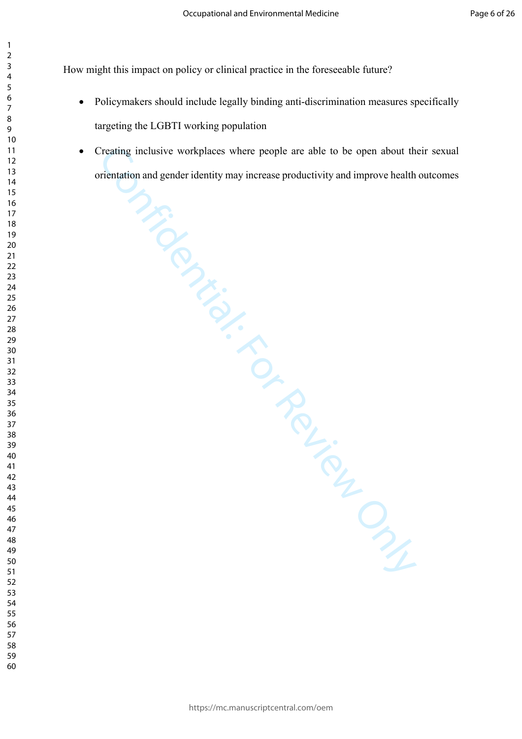How might this impact on policy or clinical practice in the foreseeable future?

- Policymakers should include legally binding anti-discrimination measures specifically targeting the LGBTI working population
- Creating inclusive workplaces where people are able to be open about their sexual orientation and gender identity may increase productivity and improve health outcomes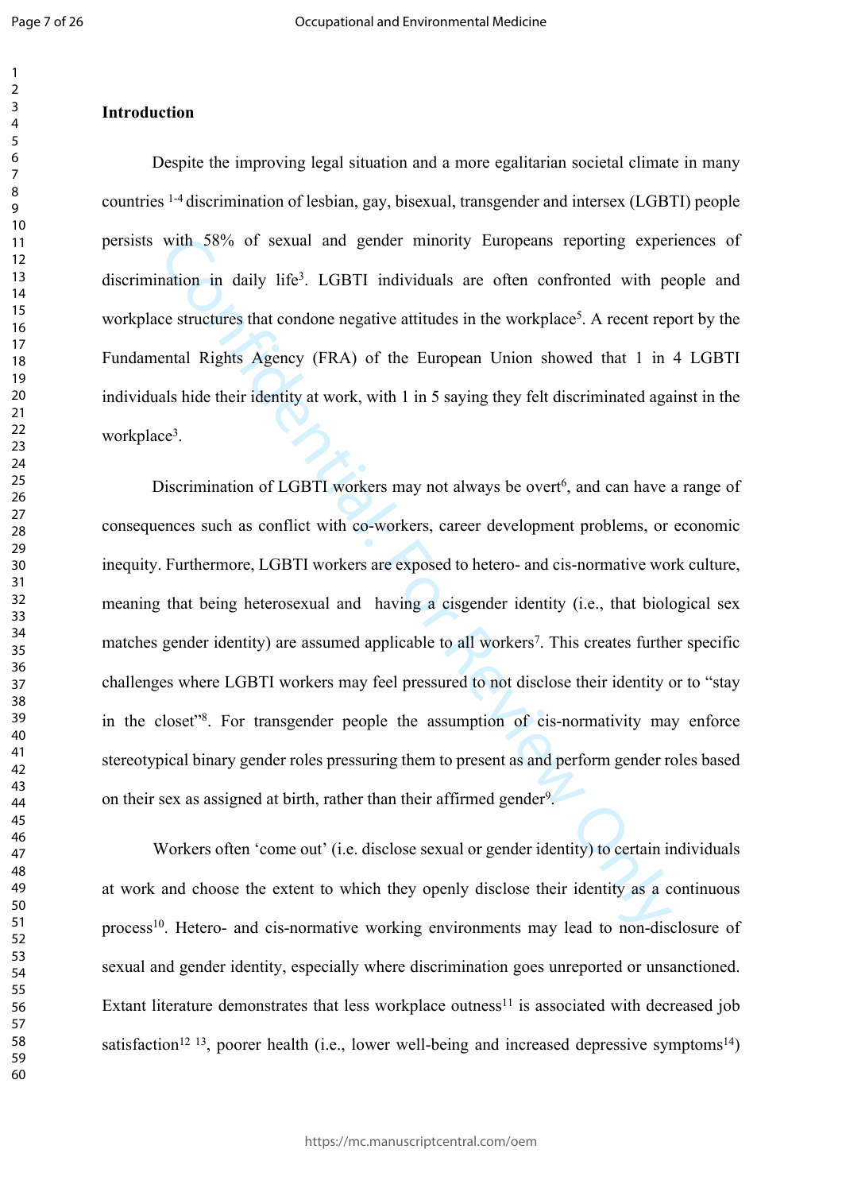## Introduction

Despite the improving legal situation and a more egalitarian societal climate in many countries [1-4] discrimination of lesbian, gay, bisexual, transgender and intersex (LGBTI) people persists with 58% of sexual and gender minority Europeans reporting experiences of discrimination in daily life[3]. LGBTI individuals are often confronted with people and workplace structures that condone negative attitudes in the workplace[5]. A recent report by the Fundamental Rights Agency (FRA) of the European Union showed that 1 in 4 LGBTI individuals hide their identity at work, with 1 in 5 saying they felt discriminated against in the workplace[3].

Discrimination of LGBTI workers may not always be overt[6], and can have a range of consequences such as conflict with co-workers, career development problems, or economic inequity. Furthermore, LGBTI workers are exposed to hetero- and cis-normative work culture, meaning that being heterosexual and having a cisgender identity (i.e., that biological sex matches gender identity) are assumed applicable to all workers[7]. This creates further specific challenges where LGBTI workers may feel pressured to not disclose their identity or to "stay in the closet"[8]. For transgender people the assumption of cis-normativity may enforce stereotypical binary gender roles pressuring them to present as and perform gender roles based on their sex as assigned at birth, rather than their affirmed gender[9].

Workers often 'come out' (i.e. disclose sexual or gender identity) to certain individuals at work and choose the extent to which they openly disclose their identity as a continuous process[10]. Hetero- and cis-normative working environments may lead to non-disclosure of sexual and gender identity, especially where discrimination goes unreported or unsanctioned. Extant literature demonstrates that less workplace outness[11] is associated with decreased job satisfaction[12 13], poorer health (i.e., lower well-being and increased depressive symptoms[14])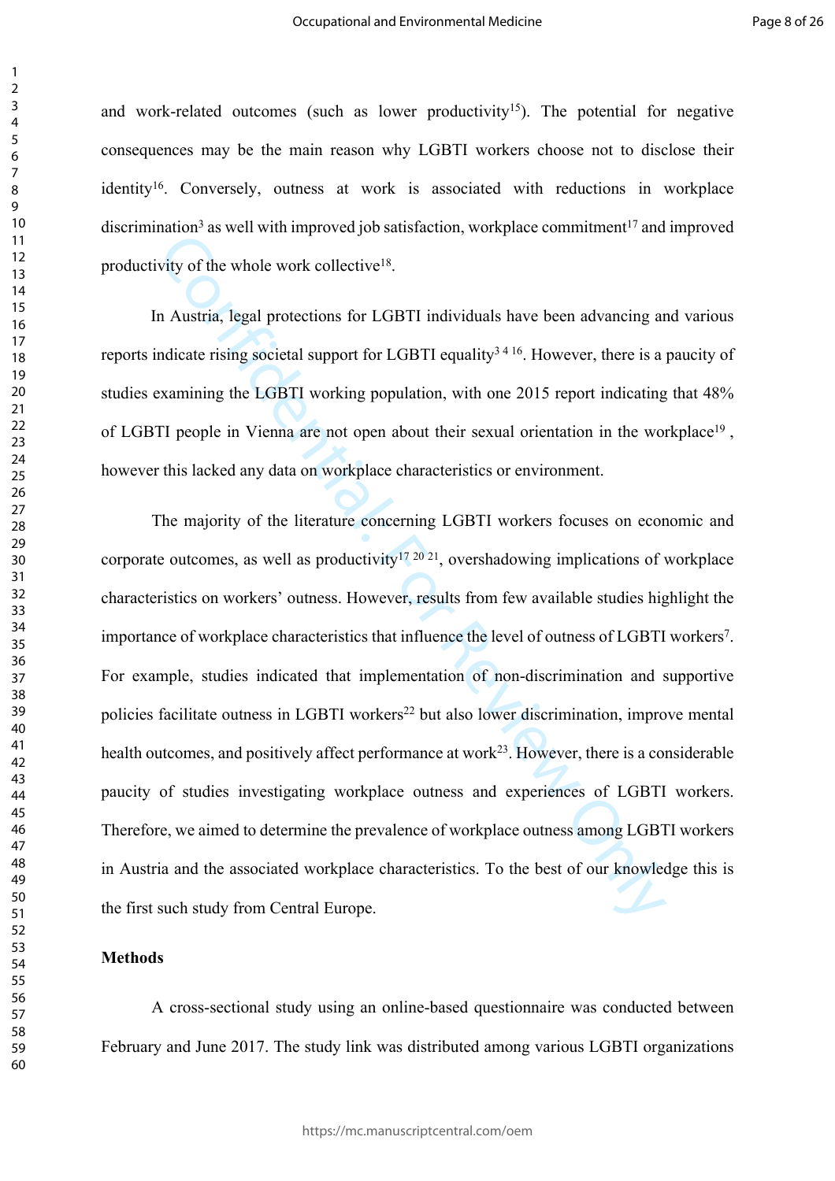and work-related outcomes (such as lower productivity[15]). The potential for negative consequences may be the main reason why LGBTI workers choose not to disclose their identity[16]. Conversely, outness at work is associated with reductions in workplace discrimination[3] as well with improved job satisfaction, workplace commitment[17] and improved productivity of the whole work collective[18].

In Austria, legal protections for LGBTI individuals have been advancing and various reports indicate rising societal support for LGBTI equality[3 4 16]. However, there is a paucity of studies examining the LGBTI working population, with one 2015 report indicating that 48% of LGBTI people in Vienna are not open about their sexual orientation in the workplace[19], however this lacked any data on workplace characteristics or environment.

The majority of the literature concerning LGBTI workers focuses on economic and corporate outcomes, as well as productivity[17 20 21], overshadowing implications of workplace characteristics on workers' outness. However, results from few available studies highlight the importance of workplace characteristics that influence the level of outness of LGBTI workers[7]. For example, studies indicated that implementation of non-discrimination and supportive policies facilitate outness in LGBTI workers[22] but also lower discrimination, improve mental health outcomes, and positively affect performance at work[23]. However, there is a considerable paucity of studies investigating workplace outness and experiences of LGBTI workers. Therefore, we aimed to determine the prevalence of workplace outness among LGBTI workers in Austria and the associated workplace characteristics. To the best of our knowledge this is the first such study from Central Europe.

**Methods**

A cross-sectional study using an online-based questionnaire was conducted between February and June 2017. The study link was distributed among various LGBTI organizations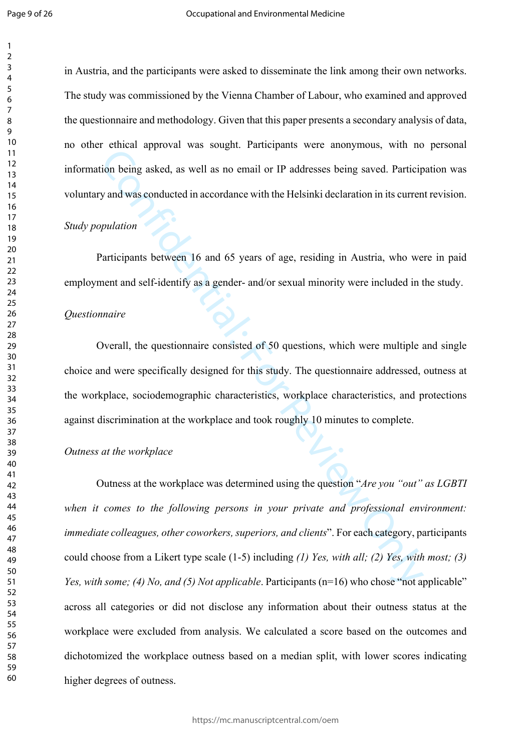in Austria, and the participants were asked to disseminate the link among their own networks. The study was commissioned by the Vienna Chamber of Labour, who examined and approved the questionnaire and methodology. Given that this paper presents a secondary analysis of data, no other ethical approval was sought. Participants were anonymous, with no personal information being asked, as well as no email or IP addresses being saved. Participation was voluntary and was conducted in accordance with the Helsinki declaration in its current revision.

*Study population*

Participants between 16 and 65 years of age, residing in Austria, who were in paid employment and self-identify as a gender- and/or sexual minority were included in the study.

*Questionnaire*

Overall, the questionnaire consisted of 50 questions, which were multiple and single choice and were specifically designed for this study. The questionnaire addressed, outness at the workplace, sociodemographic characteristics, workplace characteristics, and protections against discrimination at the workplace and took roughly 10 minutes to complete.

*Outness at the workplace*

Outness at the workplace was determined using the question "*Are you "out" as LGBTI when it comes to the following persons in your private and professional environment: immediate colleagues, other coworkers, superiors, and clients*". For each category, participants could choose from a Likert type scale (1-5) including *(1) Yes, with all; (2) Yes, with most; (3) Yes, with some; (4) No, and (5) Not applicable*. Participants (n=16) who chose "not applicable" across all categories or did not disclose any information about their outness status at the workplace were excluded from analysis. We calculated a score based on the outcomes and dichotomized the workplace outness based on a median split, with lower scores indicating higher degrees of outness.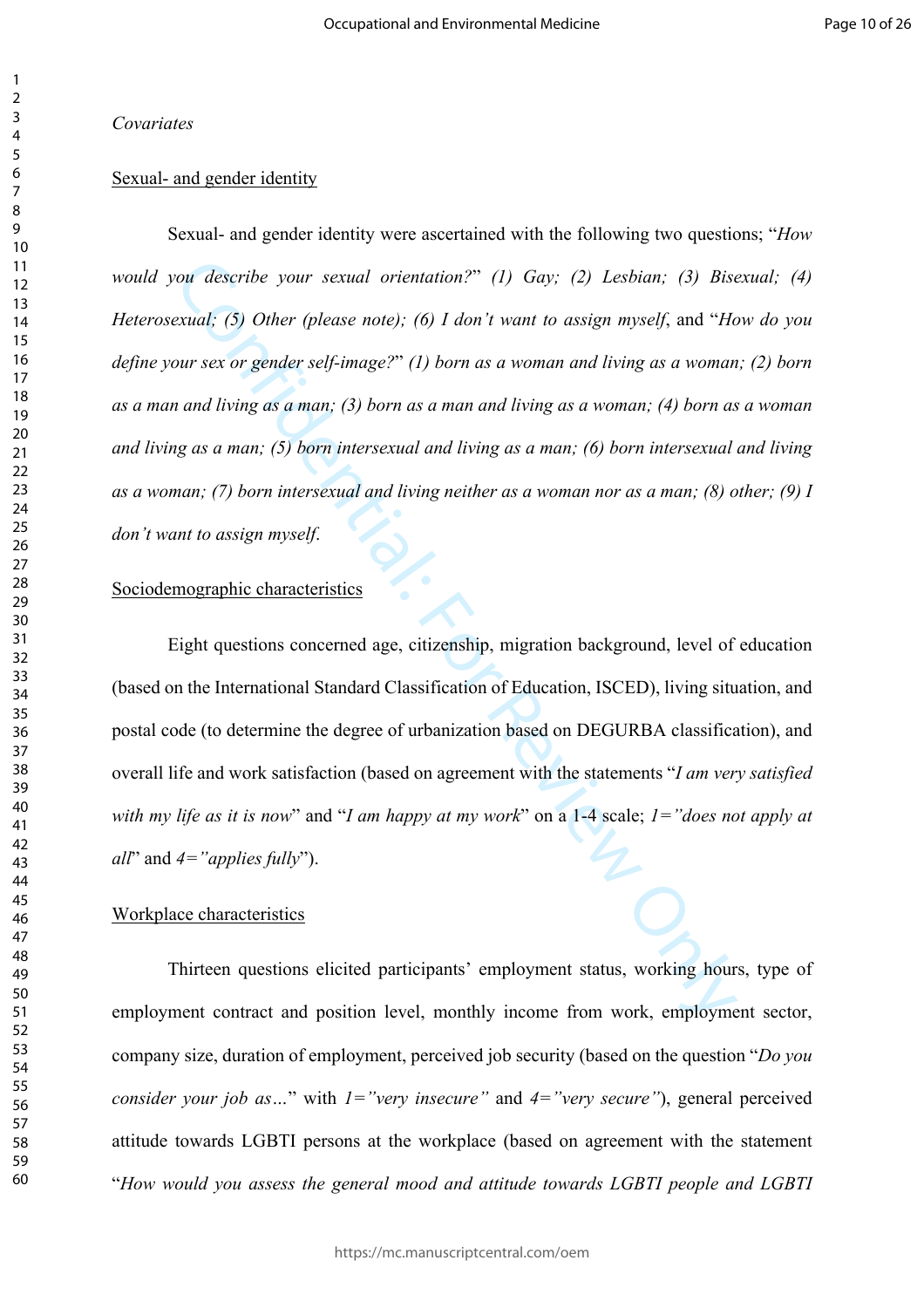*Covariates*

Sexual- and gender identity

Sexual- and gender identity were ascertained with the following two questions; "*How would you describe your sexual orientation?*" *(1) Gay; (2) Lesbian; (3) Bisexual; (4) Heterosexual; (5) Other (please note); (6) I don't want to assign myself*, and "*How do you define your sex or gender self-image?*" *(1) born as a woman and living as a woman; (2) born as a man and living as a man; (3) born as a man and living as a woman; (4) born as a woman and living as a man; (5) born intersexual and living as a man; (6) born intersexual and living as a woman; (7) born intersexual and living neither as a woman nor as a man; (8) other; (9) I don't want to assign myself*.

Sociodemographic characteristics

Eight questions concerned age, citizenship, migration background, level of education (based on the International Standard Classification of Education, ISCED), living situation, and postal code (to determine the degree of urbanization based on DEGURBA classification), and overall life and work satisfaction (based on agreement with the statements "*I am very satisfied with my life as it is now*" and "*I am happy at my work*" on a 1-4 scale; *1="does not apply at all*" and *4="applies fully*").

Workplace characteristics

Thirteen questions elicited participants' employment status, working hours, type of employment contract and position level, monthly income from work, employment sector, company size, duration of employment, perceived job security (based on the question "*Do you consider your job as…*" with *1="very insecure"* and *4="very secure"*), general perceived attitude towards LGBTI persons at the workplace (based on agreement with the statement "*How would you assess the general mood and attitude towards LGBTI people and LGBTI*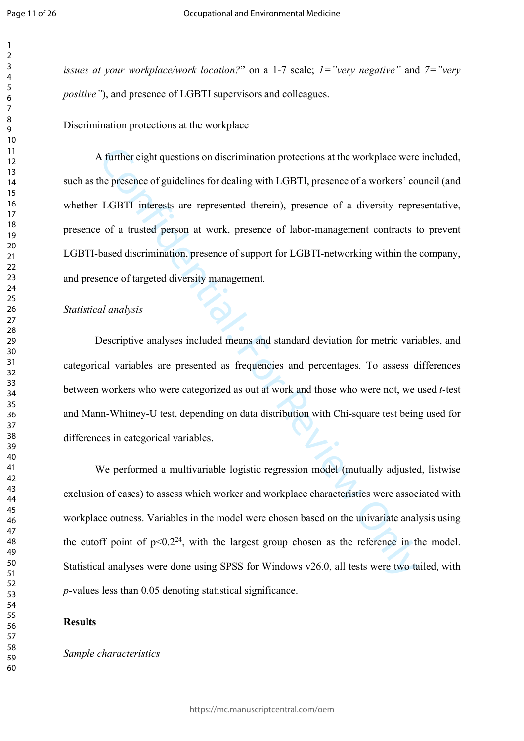*issues at your workplace/work location?*" on a 1-7 scale; *1="very negative"* and *7="very positive"*), and presence of LGBTI supervisors and colleagues.

Discrimination protections at the workplace

A further eight questions on discrimination protections at the workplace were included, such as the presence of guidelines for dealing with LGBTI, presence of a workers' council (and whether LGBTI interests are represented therein), presence of a diversity representative, presence of a trusted person at work, presence of labor-management contracts to prevent LGBTI-based discrimination, presence of support for LGBTI-networking within the company, and presence of targeted diversity management.

*Statistical analysis*

Descriptive analyses included means and standard deviation for metric variables, and categorical variables are presented as frequencies and percentages. To assess differences between workers who were categorized as out at work and those who were not, we used *t*-test and Mann-Whitney-U test, depending on data distribution with Chi-square test being used for differences in categorical variables.

We performed a multivariable logistic regression model (mutually adjusted, listwise exclusion of cases) to assess which worker and workplace characteristics were associated with workplace outness. Variables in the model were chosen based on the univariate analysis using the cutoff point of $p<0.2$[24], with the largest group chosen as the reference in the model. Statistical analyses were done using SPSS for Windows v26.0, all tests were two tailed, with *p*-values less than 0.05 denoting statistical significance.

**Results**

*Sample characteristics*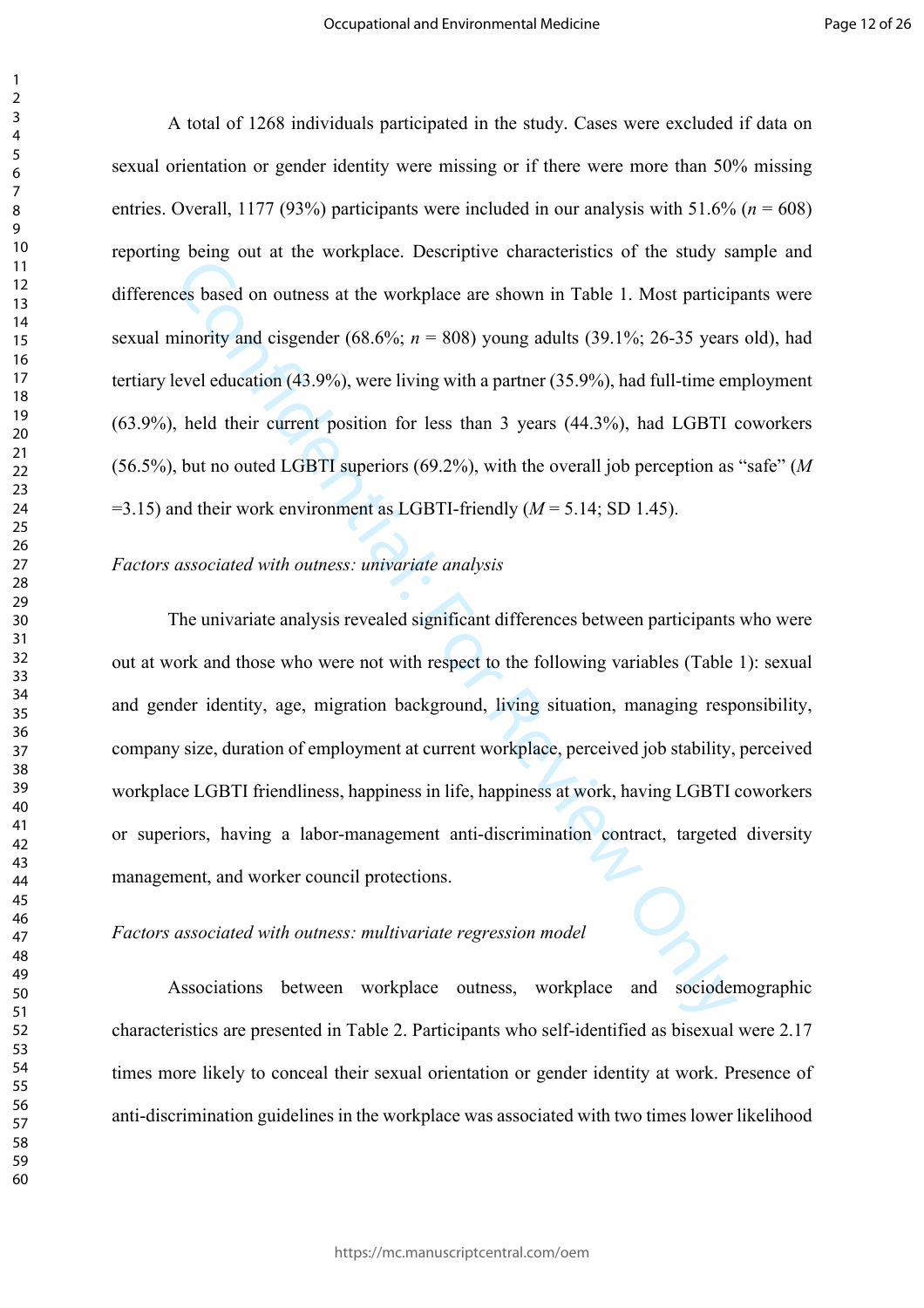A total of 1268 individuals participated in the study. Cases were excluded if data on sexual orientation or gender identity were missing or if there were more than 50% missing entries. Overall, 1177 (93%) participants were included in our analysis with 51.6% (*n* = 608) reporting being out at the workplace. Descriptive characteristics of the study sample and differences based on outness at the workplace are shown in Table 1. Most participants were sexual minority and cisgender (68.6%; *n* = 808) young adults (39.1%; 26-35 years old), had tertiary level education (43.9%), were living with a partner (35.9%), had full-time employment (63.9%), held their current position for less than 3 years (44.3%), had LGBTI coworkers (56.5%), but no outed LGBTI superiors (69.2%), with the overall job perception as "safe" (*M* =3.15) and their work environment as LGBTI-friendly (*M* = 5.14; SD 1.45).

*Factors associated with outness: univariate analysis*

The univariate analysis revealed significant differences between participants who were out at work and those who were not with respect to the following variables (Table 1): sexual and gender identity, age, migration background, living situation, managing responsibility, company size, duration of employment at current workplace, perceived job stability, perceived workplace LGBTI friendliness, happiness in life, happiness at work, having LGBTI coworkers or superiors, having a labor-management anti-discrimination contract, targeted diversity management, and worker council protections.

*Factors associated with outness: multivariate regression model*

Associations between workplace outness, workplace and sociodemographic characteristics are presented in Table 2. Participants who self-identified as bisexual were 2.17 times more likely to conceal their sexual orientation or gender identity at work. Presence of anti-discrimination guidelines in the workplace was associated with two times lower likelihood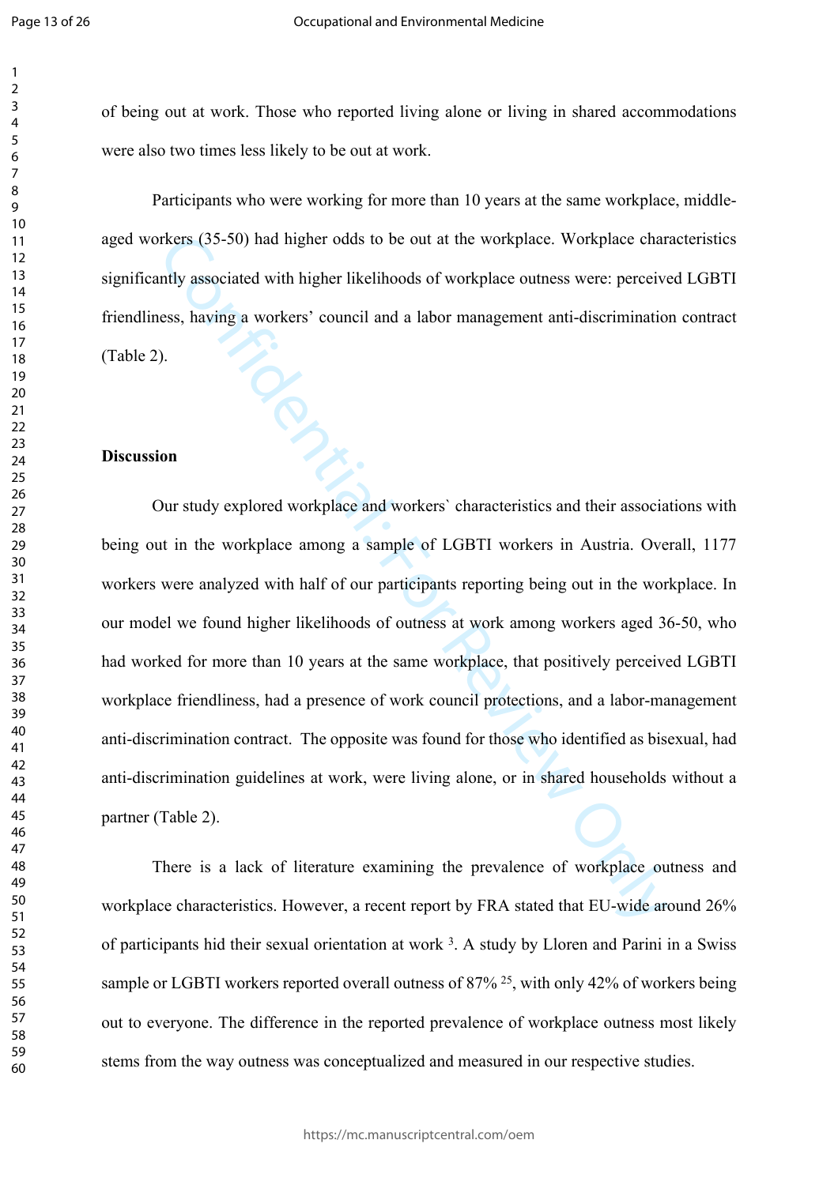of being out at work. Those who reported living alone or living in shared accommodations were also two times less likely to be out at work.

Participants who were working for more than 10 years at the same workplace, middle-aged workers (35-50) had higher odds to be out at the workplace. Workplace characteristics significantly associated with higher likelihoods of workplace outness were: perceived LGBTI friendliness, having a workers' council and a labor management anti-discrimination contract (Table 2).

**Discussion**

Our study explored workplace and workers` characteristics and their associations with being out in the workplace among a sample of LGBTI workers in Austria. Overall, 1177 workers were analyzed with half of our participants reporting being out in the workplace. In our model we found higher likelihoods of outness at work among workers aged 36-50, who had worked for more than 10 years at the same workplace, that positively perceived LGBTI workplace friendliness, had a presence of work council protections, and a labor-management anti-discrimination contract. The opposite was found for those who identified as bisexual, had anti-discrimination guidelines at work, were living alone, or in shared households without a partner (Table 2).

There is a lack of literature examining the prevalence of workplace outness and workplace characteristics. However, a recent report by FRA stated that EU-wide around 26% of participants hid their sexual orientation at work [3]. A study by Lloren and Parini in a Swiss sample or LGBTI workers reported overall outness of 87% [25], with only 42% of workers being out to everyone. The difference in the reported prevalence of workplace outness most likely stems from the way outness was conceptualized and measured in our respective studies.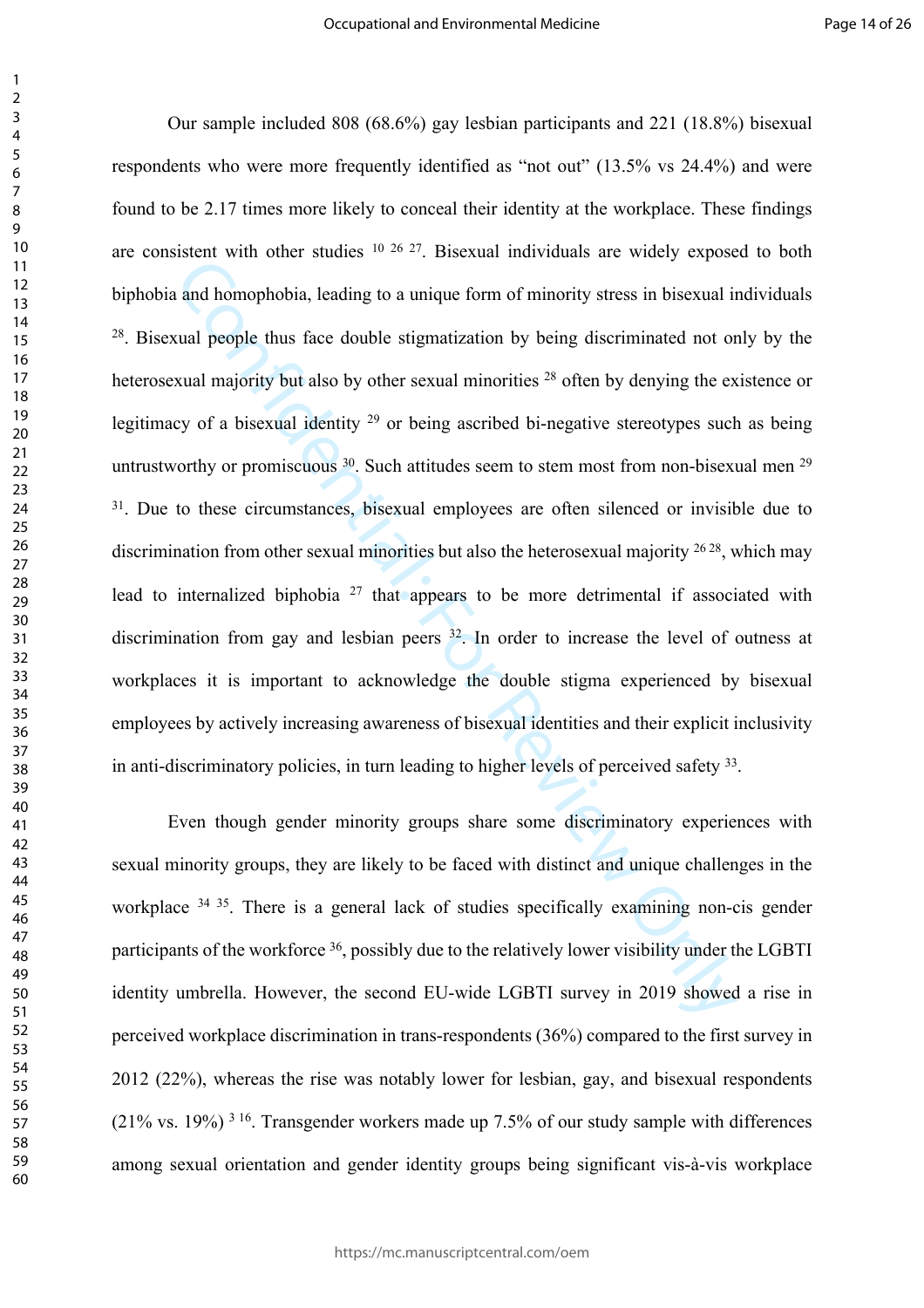Our sample included 808 (68.6%) gay lesbian participants and 221 (18.8%) bisexual respondents who were more frequently identified as "not out" (13.5% vs 24.4%) and were found to be 2.17 times more likely to conceal their identity at the workplace. These findings are consistent with other studies [10 26 27]. Bisexual individuals are widely exposed to both biphobia and homophobia, leading to a unique form of minority stress in bisexual individuals [28]. Bisexual people thus face double stigmatization by being discriminated not only by the heterosexual majority but also by other sexual minorities [28] often by denying the existence or legitimacy of a bisexual identity [29] or being ascribed bi-negative stereotypes such as being untrustworthy or promiscuous [30]. Such attitudes seem to stem most from non-bisexual men [29 31]. Due to these circumstances, bisexual employees are often silenced or invisible due to discrimination from other sexual minorities but also the heterosexual majority [26 28], which may lead to internalized biphobia [27] that appears to be more detrimental if associated with discrimination from gay and lesbian peers [32]. In order to increase the level of outness at workplaces it is important to acknowledge the double stigma experienced by bisexual employees by actively increasing awareness of bisexual identities and their explicit inclusivity in anti-discriminatory policies, in turn leading to higher levels of perceived safety [33].

Even though gender minority groups share some discriminatory experiences with sexual minority groups, they are likely to be faced with distinct and unique challenges in the workplace [34 35]. There is a general lack of studies specifically examining non-cis gender participants of the workforce [36], possibly due to the relatively lower visibility under the LGBTI identity umbrella. However, the second EU-wide LGBTI survey in 2019 showed a rise in perceived workplace discrimination in trans-respondents (36%) compared to the first survey in 2012 (22%), whereas the rise was notably lower for lesbian, gay, and bisexual respondents (21% vs. 19%) [3 16]. Transgender workers made up 7.5% of our study sample with differences among sexual orientation and gender identity groups being significant vis-à-vis workplace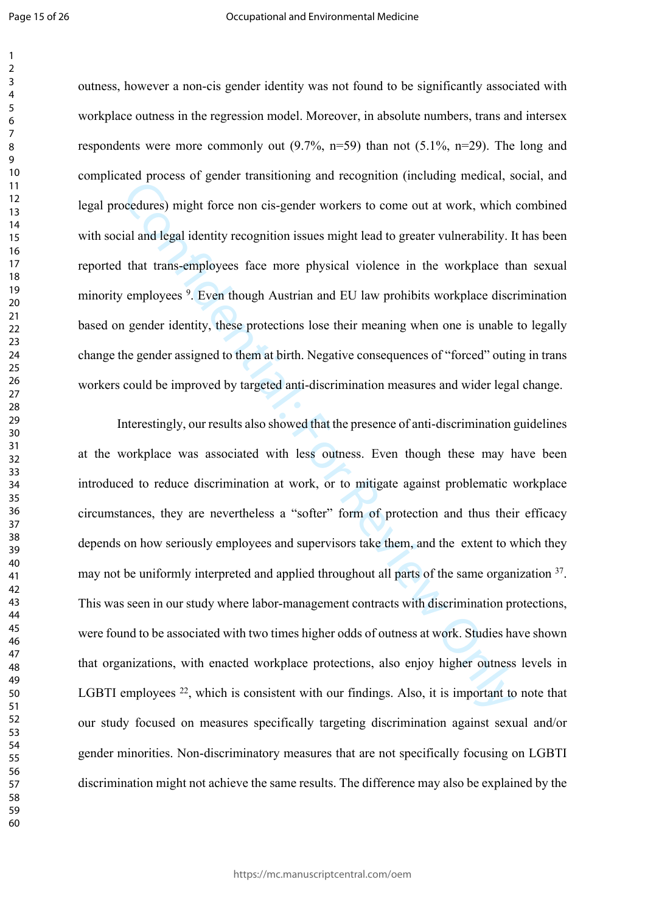outness, however a non-cis gender identity was not found to be significantly associated with workplace outness in the regression model. Moreover, in absolute numbers, trans and intersex respondents were more commonly out (9.7%, n=59) than not (5.1%, n=29). The long and complicated process of gender transitioning and recognition (including medical, social, and legal procedures) might force non cis-gender workers to come out at work, which combined with social and legal identity recognition issues might lead to greater vulnerability. It has been reported that trans-employees face more physical violence in the workplace than sexual minority employees [9]. Even though Austrian and EU law prohibits workplace discrimination based on gender identity, these protections lose their meaning when one is unable to legally change the gender assigned to them at birth. Negative consequences of "forced" outing in trans workers could be improved by targeted anti-discrimination measures and wider legal change.

Interestingly, our results also showed that the presence of anti-discrimination guidelines at the workplace was associated with less outness. Even though these may have been introduced to reduce discrimination at work, or to mitigate against problematic workplace circumstances, they are nevertheless a "softer" form of protection and thus their efficacy depends on how seriously employees and supervisors take them, and the extent to which they may not be uniformly interpreted and applied throughout all parts of the same organization [37]. This was seen in our study where labor-management contracts with discrimination protections, were found to be associated with two times higher odds of outness at work. Studies have shown that organizations, with enacted workplace protections, also enjoy higher outness levels in LGBTI employees [22], which is consistent with our findings. Also, it is important to note that our study focused on measures specifically targeting discrimination against sexual and/or gender minorities. Non-discriminatory measures that are not specifically focusing on LGBTI discrimination might not achieve the same results. The difference may also be explained by the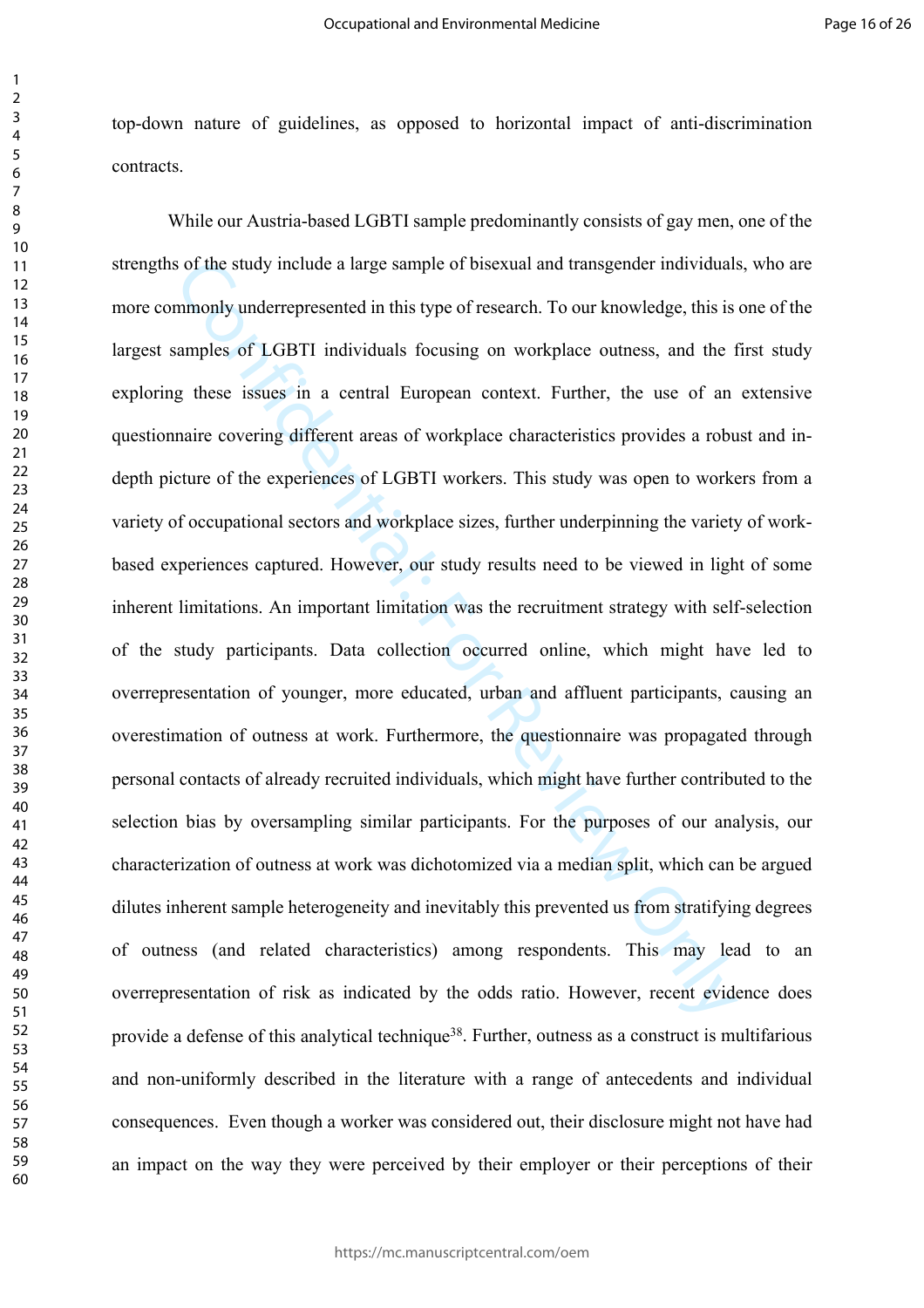top-down nature of guidelines, as opposed to horizontal impact of anti-discrimination contracts.

While our Austria-based LGBTI sample predominantly consists of gay men, one of the strengths of the study include a large sample of bisexual and transgender individuals, who are more commonly underrepresented in this type of research. To our knowledge, this is one of the largest samples of LGBTI individuals focusing on workplace outness, and the first study exploring these issues in a central European context. Further, the use of an extensive questionnaire covering different areas of workplace characteristics provides a robust and in-depth picture of the experiences of LGBTI workers. This study was open to workers from a variety of occupational sectors and workplace sizes, further underpinning the variety of work-based experiences captured. However, our study results need to be viewed in light of some inherent limitations. An important limitation was the recruitment strategy with self-selection of the study participants. Data collection occurred online, which might have led to overrepresentation of younger, more educated, urban and affluent participants, causing an overestimation of outness at work. Furthermore, the questionnaire was propagated through personal contacts of already recruited individuals, which might have further contributed to the selection bias by oversampling similar participants. For the purposes of our analysis, our characterization of outness at work was dichotomized via a median split, which can be argued dilutes inherent sample heterogeneity and inevitably this prevented us from stratifying degrees of outness (and related characteristics) among respondents. This may lead to an overrepresentation of risk as indicated by the odds ratio. However, recent evidence does provide a defense of this analytical technique[38]. Further, outness as a construct is multifarious and non-uniformly described in the literature with a range of antecedents and individual consequences. Even though a worker was considered out, their disclosure might not have had an impact on the way they were perceived by their employer or their perceptions of their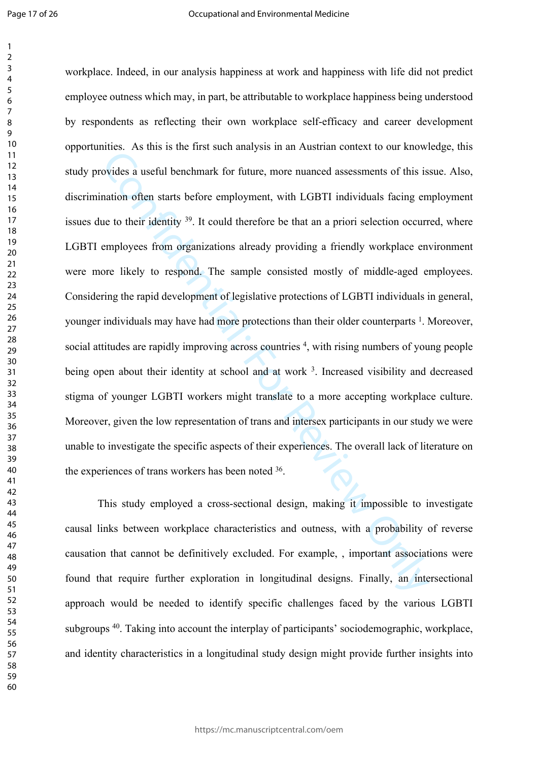workplace. Indeed, in our analysis happiness at work and happiness with life did not predict employee outness which may, in part, be attributable to workplace happiness being understood by respondents as reflecting their own workplace self-efficacy and career development opportunities. As this is the first such analysis in an Austrian context to our knowledge, this study provides a useful benchmark for future, more nuanced assessments of this issue. Also, discrimination often starts before employment, with LGBTI individuals facing employment issues due to their identity [39]. It could therefore be that an a priori selection occurred, where LGBTI employees from organizations already providing a friendly workplace environment were more likely to respond. The sample consisted mostly of middle-aged employees. Considering the rapid development of legislative protections of LGBTI individuals in general, younger individuals may have had more protections than their older counterparts [1]. Moreover, social attitudes are rapidly improving across countries [4], with rising numbers of young people being open about their identity at school and at work [3]. Increased visibility and decreased stigma of younger LGBTI workers might translate to a more accepting workplace culture. Moreover, given the low representation of trans and intersex participants in our study we were unable to investigate the specific aspects of their experiences. The overall lack of literature on the experiences of trans workers has been noted [36].

This study employed a cross-sectional design, making it impossible to investigate causal links between workplace characteristics and outness, with a probability of reverse causation that cannot be definitively excluded. For example, , important associations were found that require further exploration in longitudinal designs. Finally, an intersectional approach would be needed to identify specific challenges faced by the various LGBTI subgroups [40]. Taking into account the interplay of participants' sociodemographic, workplace, and identity characteristics in a longitudinal study design might provide further insights into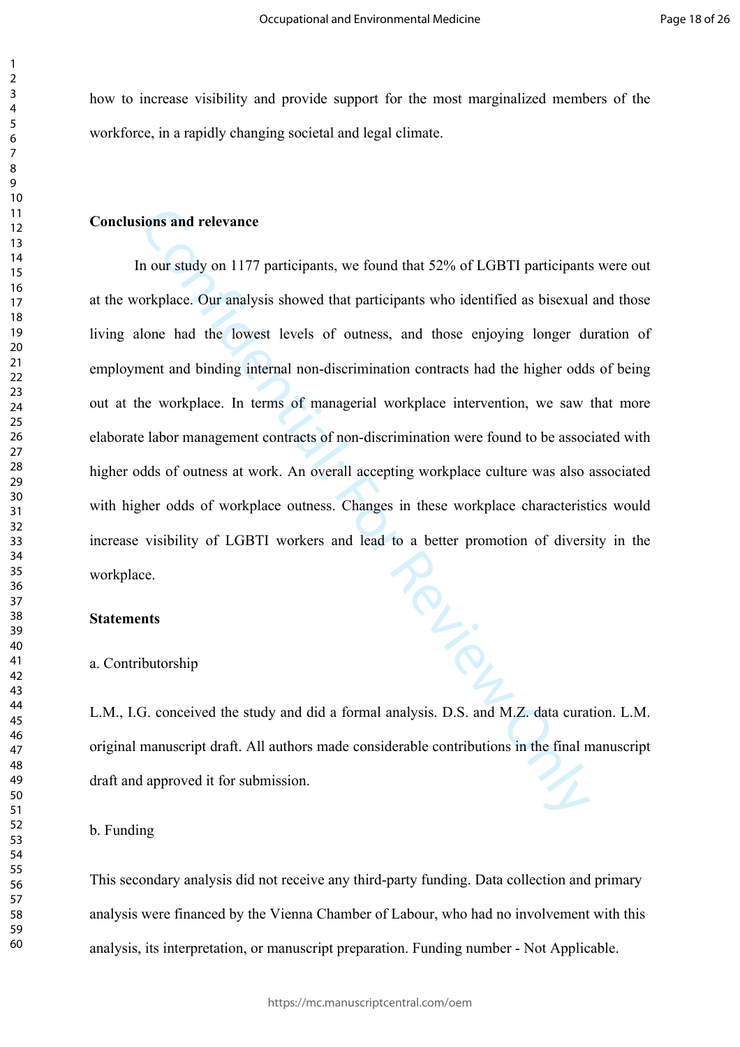how to increase visibility and provide support for the most marginalized members of the workforce, in a rapidly changing societal and legal climate.

**Conclusions and relevance**

In our study on 1177 participants, we found that 52% of LGBTI participants were out at the workplace. Our analysis showed that participants who identified as bisexual and those living alone had the lowest levels of outness, and those enjoying longer duration of employment and binding internal non-discrimination contracts had the higher odds of being out at the workplace. In terms of managerial workplace intervention, we saw that more elaborate labor management contracts of non-discrimination were found to be associated with higher odds of outness at work. An overall accepting workplace culture was also associated with higher odds of workplace outness. Changes in these workplace characteristics would increase visibility of LGBTI workers and lead to a better promotion of diversity in the workplace.

**Statements**

a. Contributorship

L.M., I.G. conceived the study and did a formal analysis. D.S. and M.Z. data curation. L.M. original manuscript draft. All authors made considerable contributions in the final manuscript draft and approved it for submission.

b. Funding

This secondary analysis did not receive any third-party funding. Data collection and primary analysis were financed by the Vienna Chamber of Labour, who had no involvement with this analysis, its interpretation, or manuscript preparation. Funding number - Not Applicable.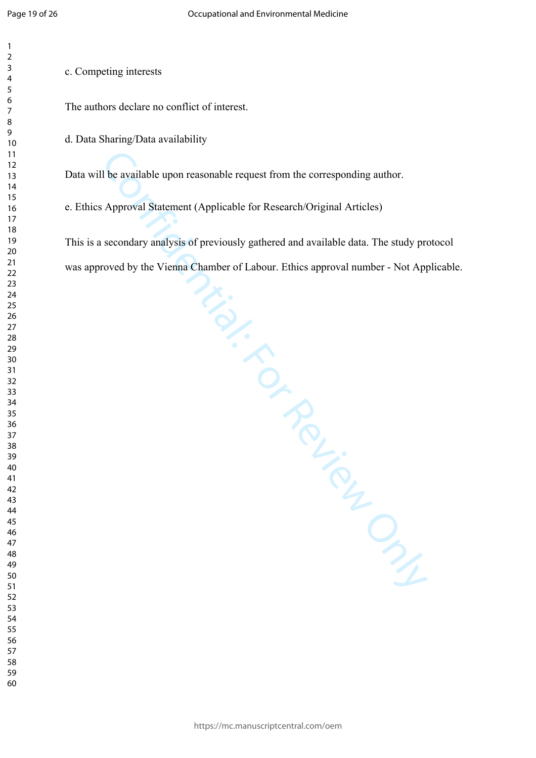c. Competing interests

The authors declare no conflict of interest.

d. Data Sharing/Data availability

Data will be available upon reasonable request from the corresponding author.

e. Ethics Approval Statement (Applicable for Research/Original Articles)

This is a secondary analysis of previously gathered and available data. The study protocol was approved by the Vienna Chamber of Labour. Ethics approval number - Not Applicable.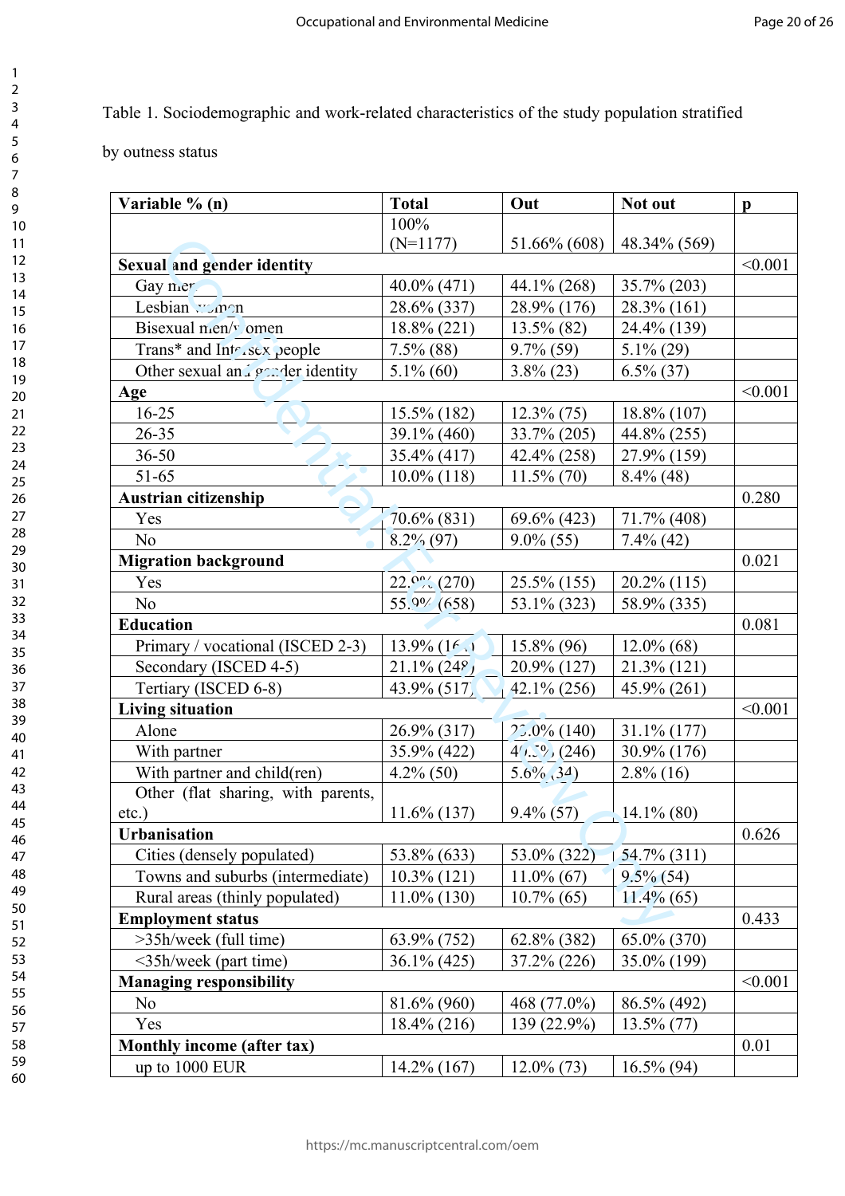Table 1. Sociodemographic and work-related characteristics of the study population stratified by outness status

| Variable % (n) | Total | Out | Not out | p |
|---|---|---|---|---|
| | 100% (N=1177) | 51.66% (608) | 48.34% (569) | |
| **Sexual and gender identity** | | | | <0.001 |
| Gay men | 40.0% (471) | 44.1% (268) | 35.7% (203) | |
| Lesbian women | 28.6% (337) | 28.9% (176) | 28.3% (161) | |
| Bisexual men/women | 18.8% (221) | 13.5% (82) | 24.4% (139) | |
| Trans* and Intersex people | 7.5% (88) | 9.7% (59) | 5.1% (29) | |
| Other sexual and gender identity | 5.1% (60) | 3.8% (23) | 6.5% (37) | |
| **Age** | | | | <0.001 |
| 16-25 | 15.5% (182) | 12.3% (75) | 18.8% (107) | |
| 26-35 | 39.1% (460) | 33.7% (205) | 44.8% (255) | |
| 36-50 | 35.4% (417) | 42.4% (258) | 27.9% (159) | |
| 51-65 | 10.0% (118) | 11.5% (70) | 8.4% (48) | |
| **Austrian citizenship** | | | | 0.280 |
| Yes | 70.6% (831) | 69.6% (423) | 71.7% (408) | |
| No | 8.2% (97) | 9.0% (55) | 7.4% (42) | |
| **Migration background** | | | | 0.021 |
| Yes | 22.9% (270) | 25.5% (155) | 20.2% (115) | |
| No | 55.9% (658) | 53.1% (323) | 58.9% (335) | |
| **Education** | | | | 0.081 |
| Primary / vocational (ISCED 2-3) | 13.9% (164) | 15.8% (96) | 12.0% (68) | |
| Secondary (ISCED 4-5) | 21.1% (248) | 20.9% (127) | 21.3% (121) | |
| Tertiary (ISCED 6-8) | 43.9% (517) | 42.1% (256) | 45.9% (261) | |
| **Living situation** | | | | <0.001 |
| Alone | 26.9% (317) | 23.0% (140) | 31.1% (177) | |
| With partner | 35.9% (422) | 40.5% (246) | 30.9% (176) | |
| With partner and child(ren) | 4.2% (50) | 5.6% (34) | 2.8% (16) | |
| Other (flat sharing, with parents, etc.) | 11.6% (137) | 9.4% (57) | 14.1% (80) | |
| **Urbanisation** | | | | 0.626 |
| Cities (densely populated) | 53.8% (633) | 53.0% (322) | 54.7% (311) | |
| Towns and suburbs (intermediate) | 10.3% (121) | 11.0% (67) | 9.5% (54) | |
| Rural areas (thinly populated) | 11.0% (130) | 10.7% (65) | 11.4% (65) | |
| **Employment status** | | | | 0.433 |
| >35h/week (full time) | 63.9% (752) | 62.8% (382) | 65.0% (370) | |
| <35h/week (part time) | 36.1% (425) | 37.2% (226) | 35.0% (199) | |
| **Managing responsibility** | | | | <0.001 |
| No | 81.6% (960) | 468 (77.0%) | 86.5% (492) | |
| Yes | 18.4% (216) | 139 (22.9%) | 13.5% (77) | |
| **Monthly income (after tax)** | | | | 0.01 |
| up to 1000 EUR | 14.2% (167) | 12.0% (73) | 16.5% (94) | |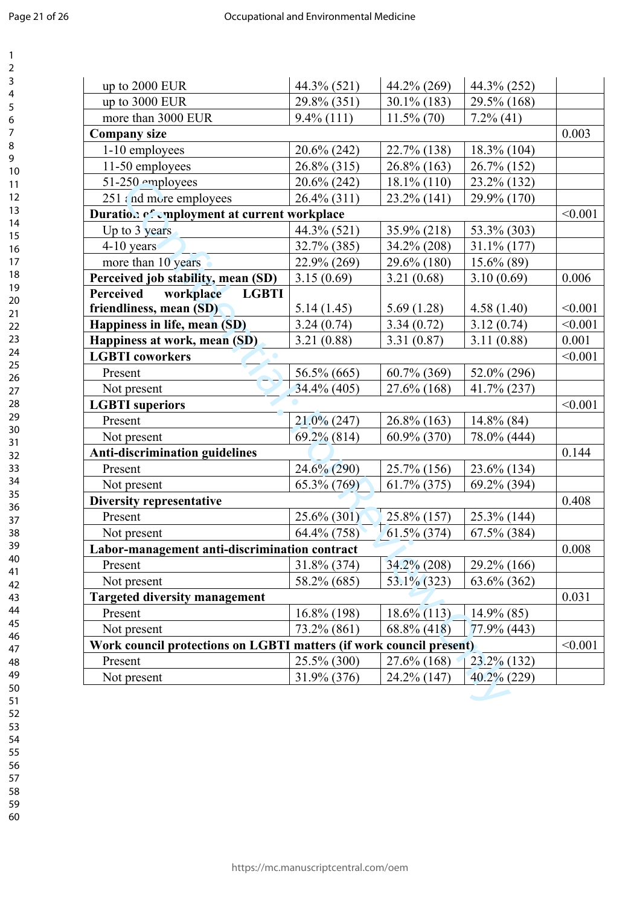| | | | | |
|---|---|---|---|---|
| up to 2000 EUR | 44.3% (521) | 44.2% (269) | 44.3% (252) | |
| up to 3000 EUR | 29.8% (351) | 30.1% (183) | 29.5% (168) | |
| more than 3000 EUR | 9.4% (111) | 11.5% (70) | 7.2% (41) | |
| **Company size** | | | | 0.003 |
| 1-10 employees | 20.6% (242) | 22.7% (138) | 18.3% (104) | |
| 11-50 employees | 26.8% (315) | 26.8% (163) | 26.7% (152) | |
| 51-250 employees | 20.6% (242) | 18.1% (110) | 23.2% (132) | |
| 251 and more employees | 26.4% (311) | 23.2% (141) | 29.9% (170) | |
| **Duration of employment at current workplace** | | | | <0.001 |
| Up to 3 years | 44.3% (521) | 35.9% (218) | 53.3% (303) | |
| 4-10 years | 32.7% (385) | 34.2% (208) | 31.1% (177) | |
| more than 10 years | 22.9% (269) | 29.6% (180) | 15.6% (89) | |
| **Perceived job stability, mean (SD)** | 3.15 (0.69) | 3.21 (0.68) | 3.10 (0.69) | 0.006 |
| **Perceived workplace LGBTI friendliness, mean (SD)** | 5.14 (1.45) | 5.69 (1.28) | 4.58 (1.40) | <0.001 |
| **Happiness in life, mean (SD)** | 3.24 (0.74) | 3.34 (0.72) | 3.12 (0.74) | <0.001 |
| **Happiness at work, mean (SD)** | 3.21 (0.88) | 3.31 (0.87) | 3.11 (0.88) | 0.001 |
| **LGBTI coworkers** | | | | <0.001 |
| Present | 56.5% (665) | 60.7% (369) | 52.0% (296) | |
| Not present | 34.4% (405) | 27.6% (168) | 41.7% (237) | |
| **LGBTI superiors** | | | | <0.001 |
| Present | 21.0% (247) | 26.8% (163) | 14.8% (84) | |
| Not present | 69.2% (814) | 60.9% (370) | 78.0% (444) | |
| **Anti-discrimination guidelines** | | | | 0.144 |
| Present | 24.6% (290) | 25.7% (156) | 23.6% (134) | |
| Not present | 65.3% (769) | 61.7% (375) | 69.2% (394) | |
| **Diversity representative** | | | | 0.408 |
| Present | 25.6% (301) | 25.8% (157) | 25.3% (144) | |
| Not present | 64.4% (758) | 61.5% (374) | 67.5% (384) | |
| **Labor-management anti-discrimination contract** | | | | 0.008 |
| Present | 31.8% (374) | 34.2% (208) | 29.2% (166) | |
| Not present | 58.2% (685) | 53.1% (323) | 63.6% (362) | |
| **Targeted diversity management** | | | | 0.031 |
| Present | 16.8% (198) | 18.6% (113) | 14.9% (85) | |
| Not present | 73.2% (861) | 68.8% (418) | 77.9% (443) | |
| **Work council protections on LGBTI matters (if work council present)** | | | | <0.001 |
| Present | 25.5% (300) | 27.6% (168) | 23.2% (132) | |
| Not present | 31.9% (376) | 24.2% (147) | 40.2% (229) | |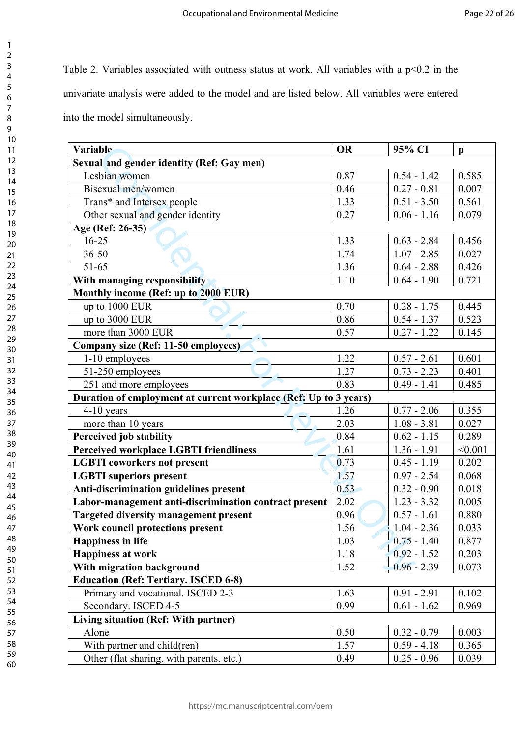Table 2. Variables associated with outness status at work. All variables with a $p<0.2$ in the univariate analysis were added to the model and are listed below. All variables were entered into the model simultaneously.

| Variable | OR | 95% CI | p |
|---|---|---|---|
| **Sexual and gender identity (Ref: Gay men)** | | | |
| Lesbian women | 0.87 | 0.54 - 1.42 | 0.585 |
| Bisexual men/women | 0.46 | 0.27 - 0.81 | 0.007 |
| Trans* and Intersex people | 1.33 | 0.51 - 3.50 | 0.561 |
| Other sexual and gender identity | 0.27 | 0.06 - 1.16 | 0.079 |
| **Age (Ref: 26-35)** | | | |
| 16-25 | 1.33 | 0.63 - 2.84 | 0.456 |
| 36-50 | 1.74 | 1.07 - 2.85 | 0.027 |
| 51-65 | 1.36 | 0.64 - 2.88 | 0.426 |
| **With managing responsibility** | 1.10 | 0.64 - 1.90 | 0.721 |
| **Monthly income (Ref: up to 2000 EUR)** | | | |
| up to 1000 EUR | 0.70 | 0.28 - 1.75 | 0.445 |
| up to 3000 EUR | 0.86 | 0.54 - 1.37 | 0.523 |
| more than 3000 EUR | 0.57 | 0.27 - 1.22 | 0.145 |
| **Company size (Ref: 11-50 employees)** | | | |
| 1-10 employees | 1.22 | 0.57 - 2.61 | 0.601 |
| 51-250 employees | 1.27 | 0.73 - 2.23 | 0.401 |
| 251 and more employees | 0.83 | 0.49 - 1.41 | 0.485 |
| **Duration of employment at current workplace (Ref: Up to 3 years)** | | | |
| 4-10 years | 1.26 | 0.77 - 2.06 | 0.355 |
| more than 10 years | 2.03 | 1.08 - 3.81 | 0.027 |
| **Perceived job stability** | 0.84 | 0.62 - 1.15 | 0.289 |
| **Perceived workplace LGBTI friendliness** | 1.61 | 1.36 - 1.91 | <0.001 |
| **LGBTI coworkers not present** | 0.73 | 0.45 - 1.19 | 0.202 |
| **LGBTI superiors present** | 1.57 | 0.97 - 2.54 | 0.068 |
| **Anti-discrimination guidelines present** | 0.53 | 0.32 - 0.90 | 0.018 |
| **Labor-management anti-discrimination contract present** | 2.02 | 1.23 - 3.32 | 0.005 |
| **Targeted diversity management present** | 0.96 | 0.57 - 1.61 | 0.880 |
| **Work council protections present** | 1.56 | 1.04 - 2.36 | 0.033 |
| **Happiness in life** | 1.03 | 0.75 - 1.40 | 0.877 |
| **Happiness at work** | 1.18 | 0.92 - 1.52 | 0.203 |
| **With migration background** | 1.52 | 0.96 - 2.39 | 0.073 |
| **Education (Ref: Tertiary. ISCED 6-8)** | | | |
| Primary and vocational. ISCED 2-3 | 1.63 | 0.91 - 2.91 | 0.102 |
| Secondary. ISCED 4-5 | 0.99 | 0.61 - 1.62 | 0.969 |
| **Living situation (Ref: With partner)** | | | |
| Alone | 0.50 | 0.32 - 0.79 | 0.003 |
| With partner and child(ren) | 1.57 | 0.59 - 4.18 | 0.365 |
| Other (flat sharing. with parents. etc.) | 0.49 | 0.25 - 0.96 | 0.039 |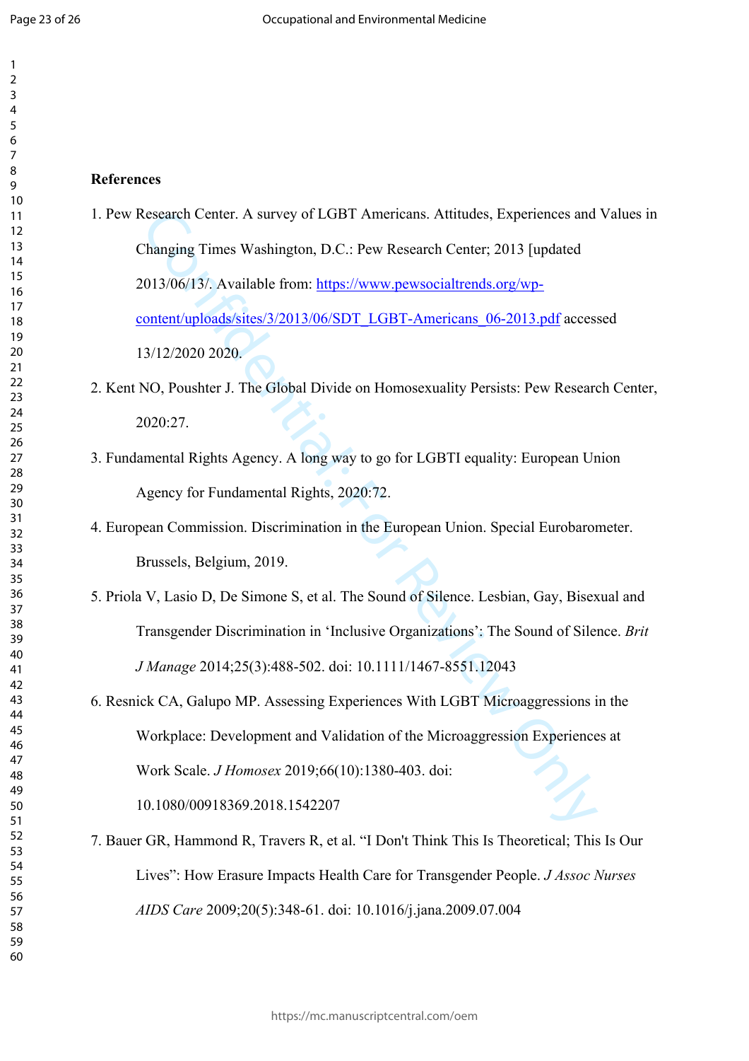## References

1. Pew Research Center. A survey of LGBT Americans. Attitudes, Experiences and Values in Changing Times Washington, D.C.: Pew Research Center; 2013 [updated 2013/06/13/. Available from: https://www.pewsocialtrends.org/wp-content/uploads/sites/3/2013/06/SDT_LGBT-Americans_06-2013.pdf accessed 13/12/2020 2020.

2. Kent NO, Poushter J. The Global Divide on Homosexuality Persists: Pew Research Center, 2020:27.

3. Fundamental Rights Agency. A long way to go for LGBTI equality: European Union Agency for Fundamental Rights, 2020:72.

4. European Commission. Discrimination in the European Union. Special Eurobarometer. Brussels, Belgium, 2019.

5. Priola V, Lasio D, De Simone S, et al. The Sound of Silence. Lesbian, Gay, Bisexual and Transgender Discrimination in 'Inclusive Organizations': The Sound of Silence. *Brit J Manage* 2014;25(3):488-502. doi: 10.1111/1467-8551.12043

6. Resnick CA, Galupo MP. Assessing Experiences With LGBT Microaggressions in the Workplace: Development and Validation of the Microaggression Experiences at Work Scale. *J Homosex* 2019;66(10):1380-403. doi: 10.1080/00918369.2018.1542207

7. Bauer GR, Hammond R, Travers R, et al. "I Don't Think This Is Theoretical; This Is Our Lives": How Erasure Impacts Health Care for Transgender People. *J Assoc Nurses AIDS Care* 2009;20(5):348-61. doi: 10.1016/j.jana.2009.07.004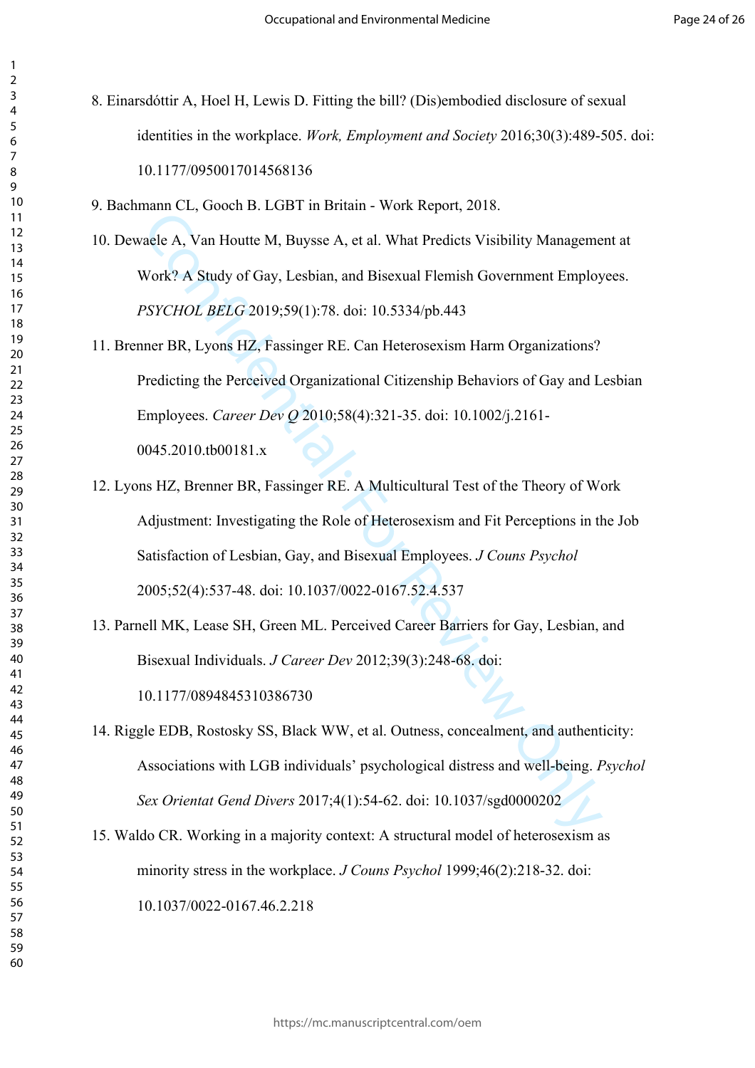8. Einarsdóttir A, Hoel H, Lewis D. Fitting the bill? (Dis)embodied disclosure of sexual identities in the workplace. *Work, Employment and Society* 2016;30(3):489-505. doi: 10.1177/0950017014568136

9. Bachmann CL, Gooch B. LGBT in Britain - Work Report, 2018.

10. Dewaele A, Van Houtte M, Buysse A, et al. What Predicts Visibility Management at Work? A Study of Gay, Lesbian, and Bisexual Flemish Government Employees. *PSYCHOL BELG* 2019;59(1):78. doi: 10.5334/pb.443

11. Brenner BR, Lyons HZ, Fassinger RE. Can Heterosexism Harm Organizations? Predicting the Perceived Organizational Citizenship Behaviors of Gay and Lesbian Employees. *Career Dev Q* 2010;58(4):321-35. doi: 10.1002/j.2161-0045.2010.tb00181.x

12. Lyons HZ, Brenner BR, Fassinger RE. A Multicultural Test of the Theory of Work Adjustment: Investigating the Role of Heterosexism and Fit Perceptions in the Job Satisfaction of Lesbian, Gay, and Bisexual Employees. *J Couns Psychol* 2005;52(4):537-48. doi: 10.1037/0022-0167.52.4.537

13. Parnell MK, Lease SH, Green ML. Perceived Career Barriers for Gay, Lesbian, and Bisexual Individuals. *J Career Dev* 2012;39(3):248-68. doi: 10.1177/0894845310386730

14. Riggle EDB, Rostosky SS, Black WW, et al. Outness, concealment, and authenticity: Associations with LGB individuals' psychological distress and well-being. *Psychol Sex Orientat Gend Divers* 2017;4(1):54-62. doi: 10.1037/sgd0000202

15. Waldo CR. Working in a majority context: A structural model of heterosexism as minority stress in the workplace. *J Couns Psychol* 1999;46(2):218-32. doi: 10.1037/0022-0167.46.2.218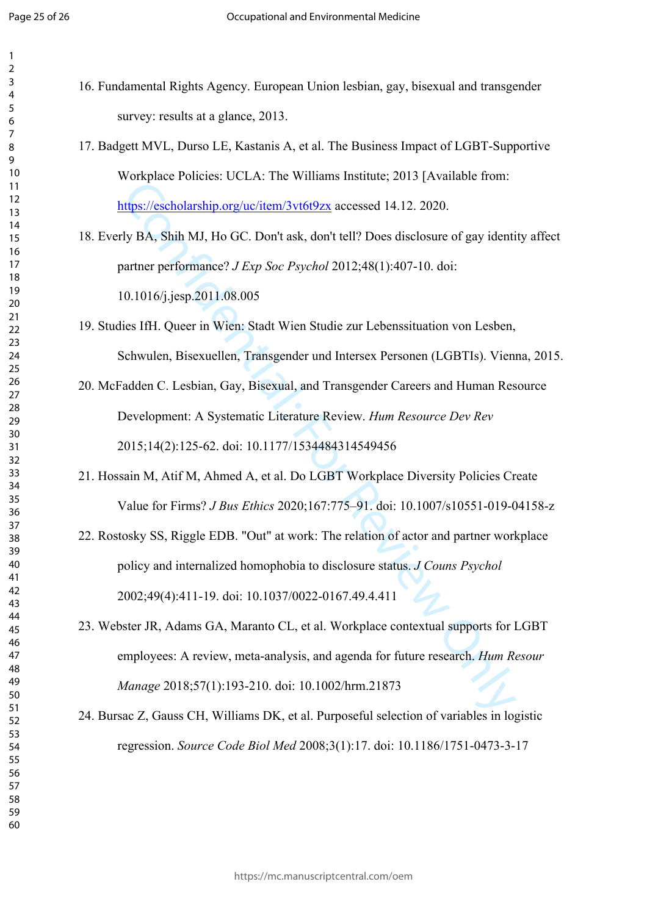16. Fundamental Rights Agency. European Union lesbian, gay, bisexual and transgender survey: results at a glance, 2013.

17. Badgett MVL, Durso LE, Kastanis A, et al. The Business Impact of LGBT-Supportive Workplace Policies: UCLA: The Williams Institute; 2013 [Available from: https://escholarship.org/uc/item/3vt6t9zx accessed 14.12. 2020.

18. Everly BA, Shih MJ, Ho GC. Don't ask, don't tell? Does disclosure of gay identity affect partner performance? *J Exp Soc Psychol* 2012;48(1):407-10. doi: 10.1016/j.jesp.2011.08.005

19. Studies IfH. Queer in Wien: Stadt Wien Studie zur Lebenssituation von Lesben, Schwulen, Bisexuellen, Transgender und Intersex Personen (LGBTIs). Vienna, 2015.

20. McFadden C. Lesbian, Gay, Bisexual, and Transgender Careers and Human Resource Development: A Systematic Literature Review. *Hum Resource Dev Rev* 2015;14(2):125-62. doi: 10.1177/1534484314549456

21. Hossain M, Atif M, Ahmed A, et al. Do LGBT Workplace Diversity Policies Create Value for Firms? *J Bus Ethics* 2020;167:775–91. doi: 10.1007/s10551-019-04158-z

22. Rostosky SS, Riggle EDB. "Out" at work: The relation of actor and partner workplace policy and internalized homophobia to disclosure status. *J Couns Psychol* 2002;49(4):411-19. doi: 10.1037/0022-0167.49.4.411

23. Webster JR, Adams GA, Maranto CL, et al. Workplace contextual supports for LGBT employees: A review, meta-analysis, and agenda for future research. *Hum Resour Manage* 2018;57(1):193-210. doi: 10.1002/hrm.21873

24. Bursac Z, Gauss CH, Williams DK, et al. Purposeful selection of variables in logistic regression. *Source Code Biol Med* 2008;3(1):17. doi: 10.1186/1751-0473-3-17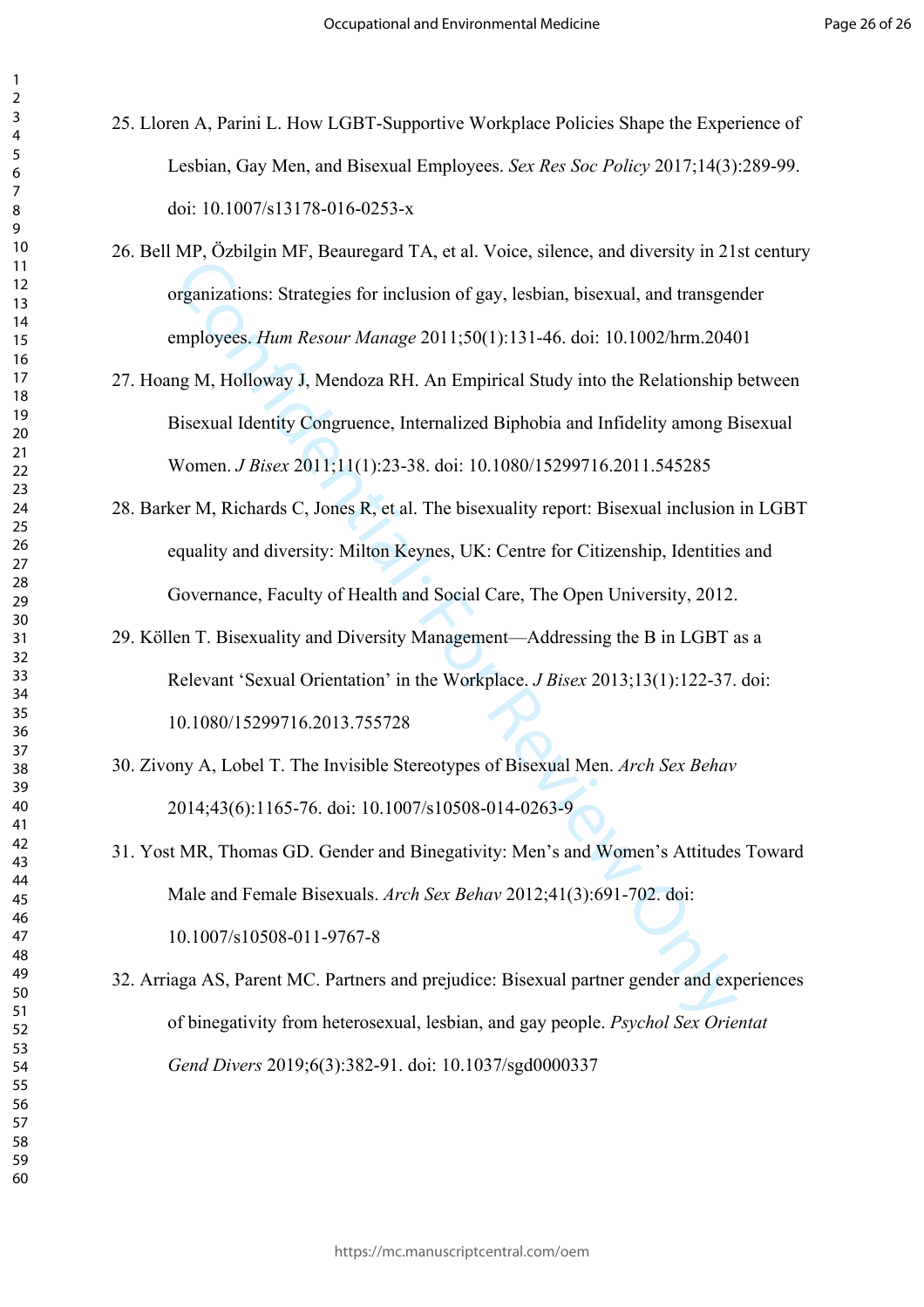25. Lloren A, Parini L. How LGBT-Supportive Workplace Policies Shape the Experience of Lesbian, Gay Men, and Bisexual Employees. *Sex Res Soc Policy* 2017;14(3):289-99. doi: 10.1007/s13178-016-0253-x

26. Bell MP, Özbilgin MF, Beauregard TA, et al. Voice, silence, and diversity in 21st century organizations: Strategies for inclusion of gay, lesbian, bisexual, and transgender employees. *Hum Resour Manage* 2011;50(1):131-46. doi: 10.1002/hrm.20401

27. Hoang M, Holloway J, Mendoza RH. An Empirical Study into the Relationship between Bisexual Identity Congruence, Internalized Biphobia and Infidelity among Bisexual Women. *J Bisex* 2011;11(1):23-38. doi: 10.1080/15299716.2011.545285

28. Barker M, Richards C, Jones R, et al. The bisexuality report: Bisexual inclusion in LGBT equality and diversity: Milton Keynes, UK: Centre for Citizenship, Identities and Governance, Faculty of Health and Social Care, The Open University, 2012.

29. Köllen T. Bisexuality and Diversity Management—Addressing the B in LGBT as a Relevant 'Sexual Orientation' in the Workplace. *J Bisex* 2013;13(1):122-37. doi: 10.1080/15299716.2013.755728

30. Zivony A, Lobel T. The Invisible Stereotypes of Bisexual Men. *Arch Sex Behav* 2014;43(6):1165-76. doi: 10.1007/s10508-014-0263-9

31. Yost MR, Thomas GD. Gender and Binegativity: Men's and Women's Attitudes Toward Male and Female Bisexuals. *Arch Sex Behav* 2012;41(3):691-702. doi: 10.1007/s10508-011-9767-8

32. Arriaga AS, Parent MC. Partners and prejudice: Bisexual partner gender and experiences of binegativity from heterosexual, lesbian, and gay people. *Psychol Sex Orientat Gend Divers* 2019;6(3):382-91. doi: 10.1037/sgd0000337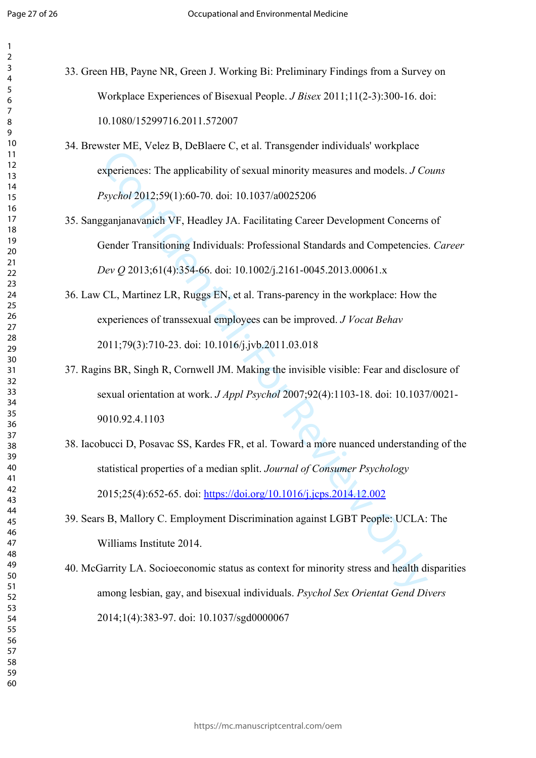33. Green HB, Payne NR, Green J. Working Bi: Preliminary Findings from a Survey on Workplace Experiences of Bisexual People. *J Bisex* 2011;11(2-3):300-16. doi: 10.1080/15299716.2011.572007

34. Brewster ME, Velez B, DeBlaere C, et al. Transgender individuals' workplace experiences: The applicability of sexual minority measures and models. *J Couns Psychol* 2012;59(1):60-70. doi: 10.1037/a0025206

35. Sangganjanavanich VF, Headley JA. Facilitating Career Development Concerns of Gender Transitioning Individuals: Professional Standards and Competencies. *Career Dev Q* 2013;61(4):354-66. doi: 10.1002/j.2161-0045.2013.00061.x

36. Law CL, Martinez LR, Ruggs EN, et al. Trans-parency in the workplace: How the experiences of transsexual employees can be improved. *J Vocat Behav* 2011;79(3):710-23. doi: 10.1016/j.jvb.2011.03.018

37. Ragins BR, Singh R, Cornwell JM. Making the invisible visible: Fear and disclosure of sexual orientation at work. *J Appl Psychol* 2007;92(4):1103-18. doi: 10.1037/0021-9010.92.4.1103

38. Iacobucci D, Posavac SS, Kardes FR, et al. Toward a more nuanced understanding of the statistical properties of a median split. *Journal of Consumer Psychology* 2015;25(4):652-65. doi: https://doi.org/10.1016/j.jcps.2014.12.002

39. Sears B, Mallory C. Employment Discrimination against LGBT People: UCLA: The Williams Institute 2014.

40. McGarrity LA. Socioeconomic status as context for minority stress and health disparities among lesbian, gay, and bisexual individuals. *Psychol Sex Orientat Gend Divers* 2014;1(4):383-97. doi: 10.1037/sgd0000067